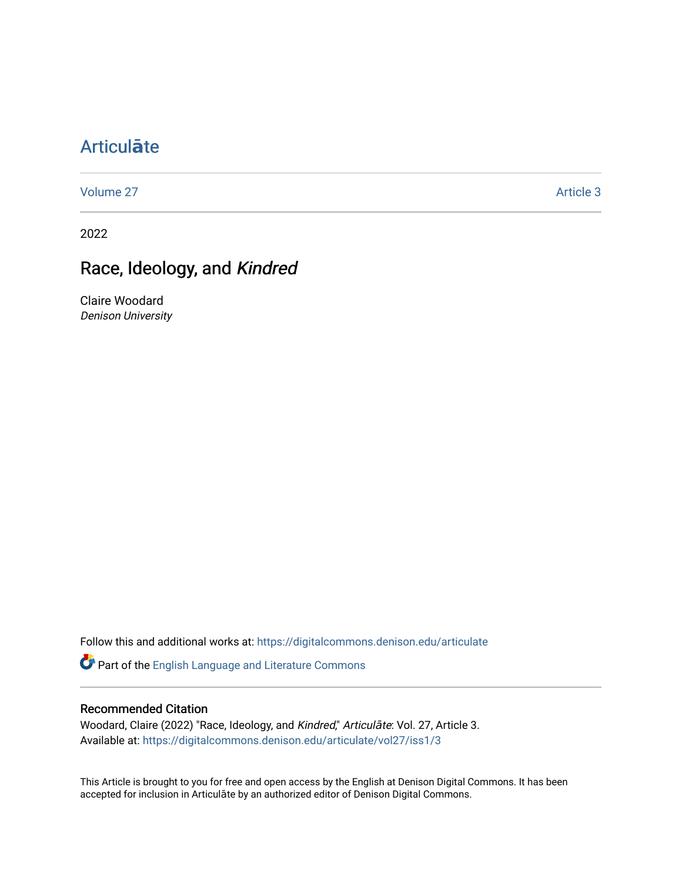# Articulāte

Volume 27 Article 3

2022

## Race, Ideology, and *Kindred*

Claire Woodard
*Denison University*

Follow this and additional works at: https://digitalcommons.denison.edu/articulate

Part of the English Language and Literature Commons

### Recommended Citation

Woodard, Claire (2022) "Race, Ideology, and *Kindred*," *Articulāte*: Vol. 27, Article 3.
Available at: https://digitalcommons.denison.edu/articulate/vol27/iss1/3

This Article is brought to you for free and open access by the English at Denison Digital Commons. It has been accepted for inclusion in Articulāte by an authorized editor of Denison Digital Commons.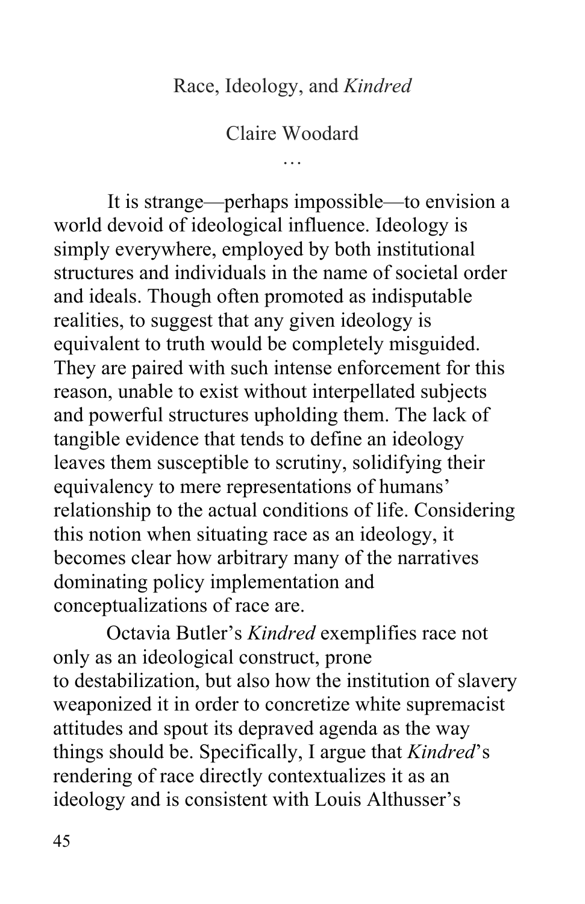# Race, Ideology, and *Kindred*

Claire Woodard

…

It is strange—perhaps impossible—to envision a world devoid of ideological influence. Ideology is simply everywhere, employed by both institutional structures and individuals in the name of societal order and ideals. Though often promoted as indisputable realities, to suggest that any given ideology is equivalent to truth would be completely misguided. They are paired with such intense enforcement for this reason, unable to exist without interpellated subjects and powerful structures upholding them. The lack of tangible evidence that tends to define an ideology leaves them susceptible to scrutiny, solidifying their equivalency to mere representations of humans' relationship to the actual conditions of life. Considering this notion when situating race as an ideology, it becomes clear how arbitrary many of the narratives dominating policy implementation and conceptualizations of race are.

Octavia Butler's *Kindred* exemplifies race not only as an ideological construct, prone to destabilization, but also how the institution of slavery weaponized it in order to concretize white supremacist attitudes and spout its depraved agenda as the way things should be. Specifically, I argue that *Kindred*'s rendering of race directly contextualizes it as an ideology and is consistent with Louis Althusser's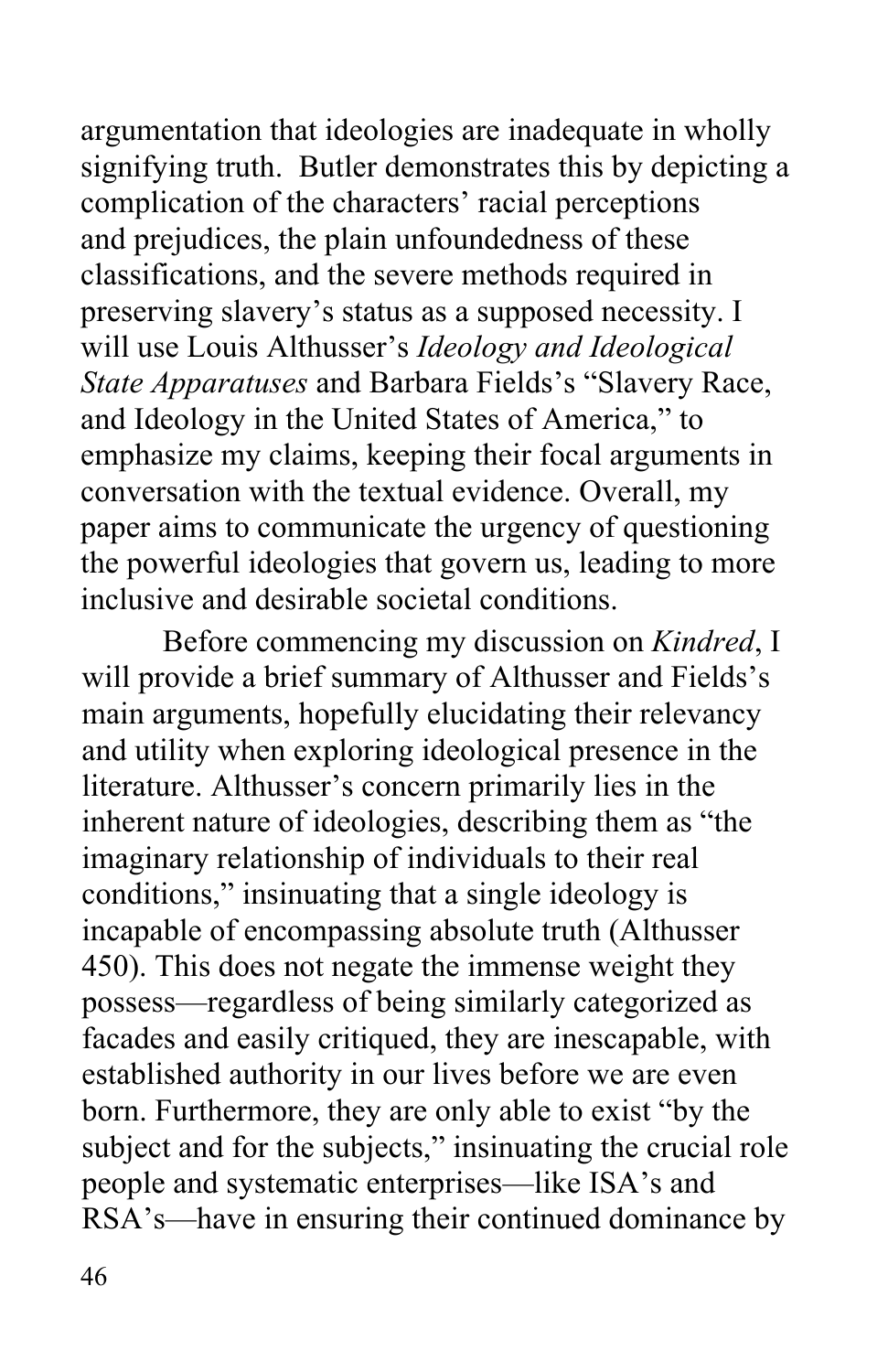argumentation that ideologies are inadequate in wholly signifying truth. Butler demonstrates this by depicting a complication of the characters' racial perceptions and prejudices, the plain unfoundedness of these classifications, and the severe methods required in preserving slavery's status as a supposed necessity. I will use Louis Althusser's *Ideology and Ideological State Apparatuses* and Barbara Fields's "Slavery Race, and Ideology in the United States of America," to emphasize my claims, keeping their focal arguments in conversation with the textual evidence. Overall, my paper aims to communicate the urgency of questioning the powerful ideologies that govern us, leading to more inclusive and desirable societal conditions.

Before commencing my discussion on *Kindred*, I will provide a brief summary of Althusser and Fields's main arguments, hopefully elucidating their relevancy and utility when exploring ideological presence in the literature. Althusser's concern primarily lies in the inherent nature of ideologies, describing them as "the imaginary relationship of individuals to their real conditions," insinuating that a single ideology is incapable of encompassing absolute truth (Althusser 450). This does not negate the immense weight they possess—regardless of being similarly categorized as facades and easily critiqued, they are inescapable, with established authority in our lives before we are even born. Furthermore, they are only able to exist "by the subject and for the subjects," insinuating the crucial role people and systematic enterprises—like ISA's and RSA's—have in ensuring their continued dominance by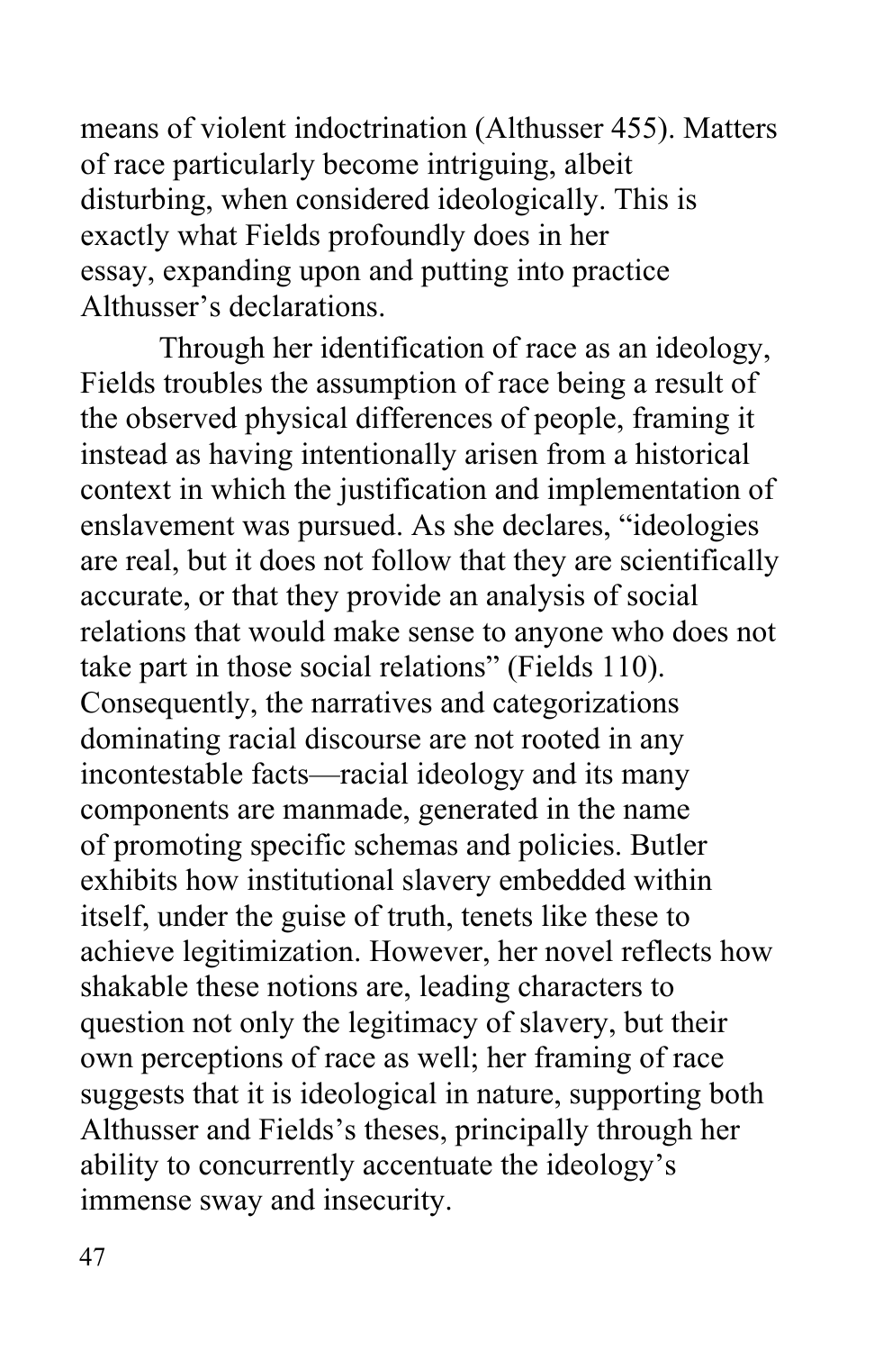means of violent indoctrination (Althusser 455). Matters of race particularly become intriguing, albeit disturbing, when considered ideologically. This is exactly what Fields profoundly does in her essay, expanding upon and putting into practice Althusser's declarations.

Through her identification of race as an ideology, Fields troubles the assumption of race being a result of the observed physical differences of people, framing it instead as having intentionally arisen from a historical context in which the justification and implementation of enslavement was pursued. As she declares, "ideologies are real, but it does not follow that they are scientifically accurate, or that they provide an analysis of social relations that would make sense to anyone who does not take part in those social relations" (Fields 110). Consequently, the narratives and categorizations dominating racial discourse are not rooted in any incontestable facts—racial ideology and its many components are manmade, generated in the name of promoting specific schemas and policies. Butler exhibits how institutional slavery embedded within itself, under the guise of truth, tenets like these to achieve legitimization. However, her novel reflects how shakable these notions are, leading characters to question not only the legitimacy of slavery, but their own perceptions of race as well; her framing of race suggests that it is ideological in nature, supporting both Althusser and Fields's theses, principally through her ability to concurrently accentuate the ideology's immense sway and insecurity.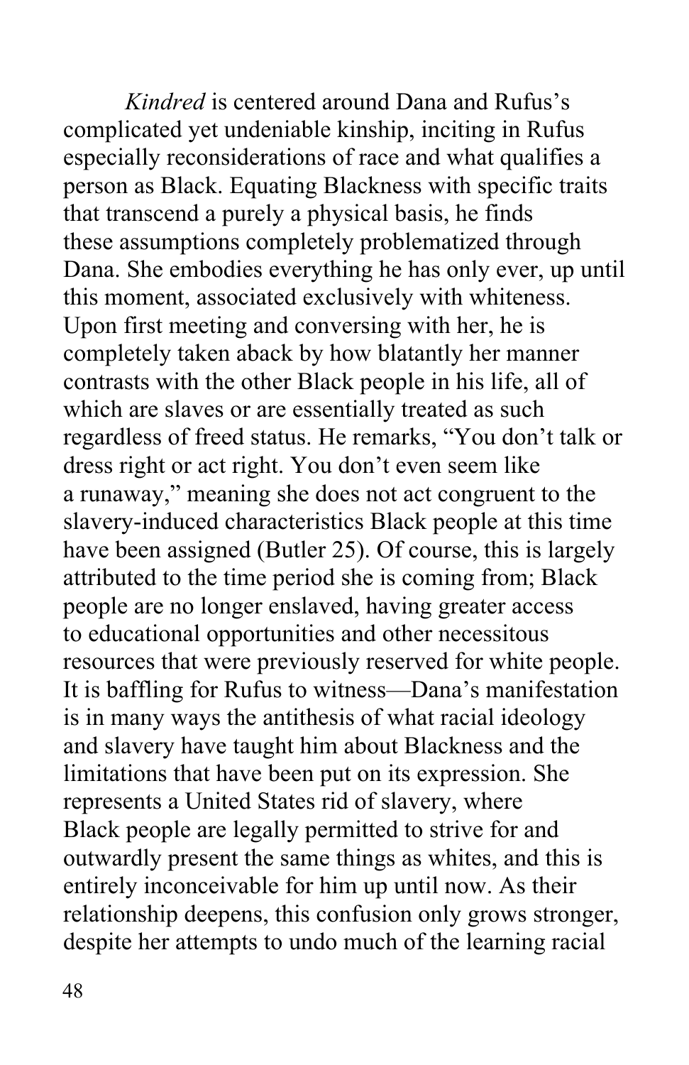*Kindred* is centered around Dana and Rufus's complicated yet undeniable kinship, inciting in Rufus especially reconsiderations of race and what qualifies a person as Black. Equating Blackness with specific traits that transcend a purely a physical basis, he finds these assumptions completely problematized through Dana. She embodies everything he has only ever, up until this moment, associated exclusively with whiteness. Upon first meeting and conversing with her, he is completely taken aback by how blatantly her manner contrasts with the other Black people in his life, all of which are slaves or are essentially treated as such regardless of freed status. He remarks, "You don't talk or dress right or act right. You don't even seem like a runaway," meaning she does not act congruent to the slavery-induced characteristics Black people at this time have been assigned (Butler 25). Of course, this is largely attributed to the time period she is coming from; Black people are no longer enslaved, having greater access to educational opportunities and other necessitous resources that were previously reserved for white people. It is baffling for Rufus to witness—Dana's manifestation is in many ways the antithesis of what racial ideology and slavery have taught him about Blackness and the limitations that have been put on its expression. She represents a United States rid of slavery, where Black people are legally permitted to strive for and outwardly present the same things as whites, and this is entirely inconceivable for him up until now. As their relationship deepens, this confusion only grows stronger, despite her attempts to undo much of the learning racial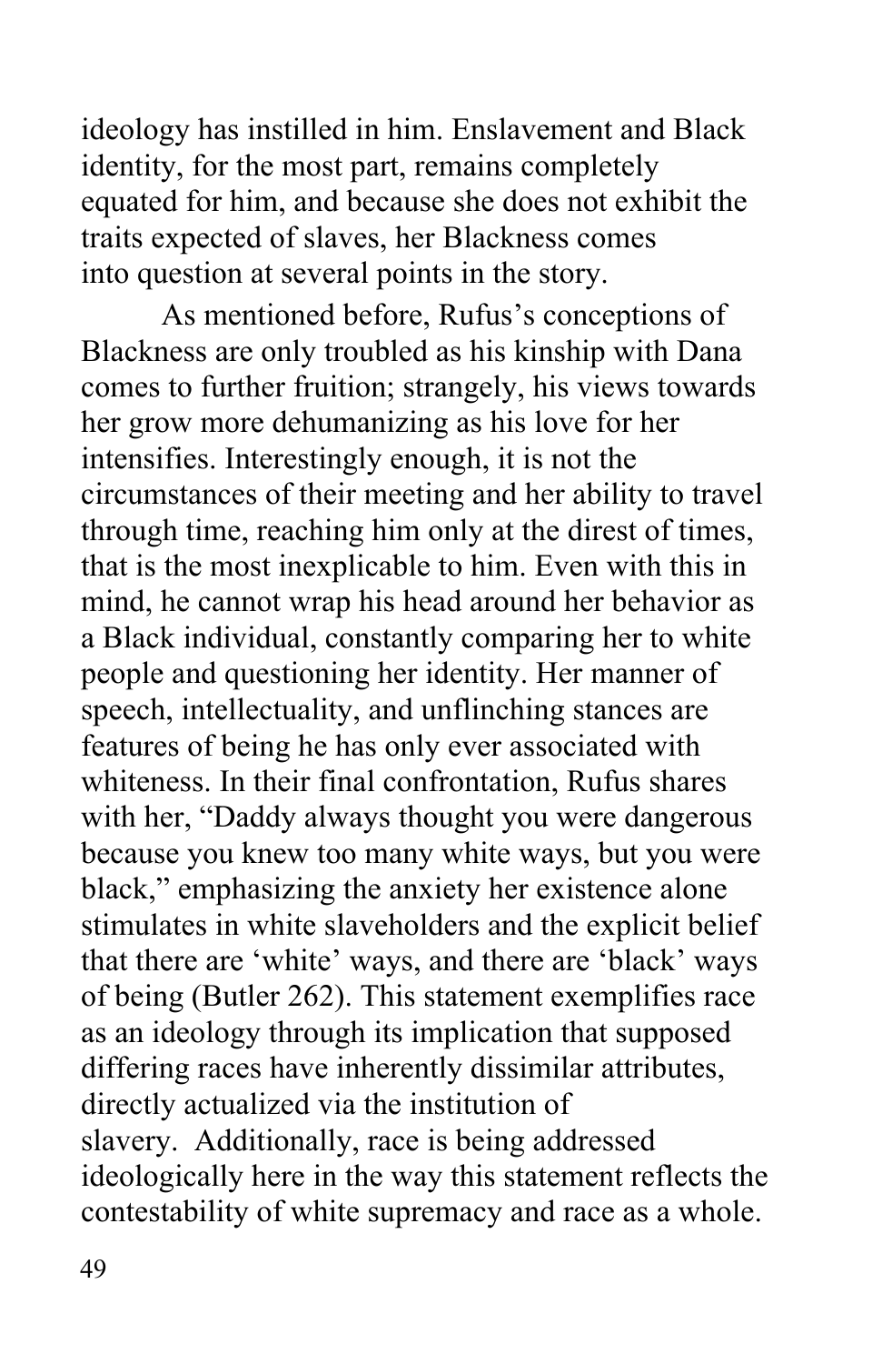ideology has instilled in him. Enslavement and Black identity, for the most part, remains completely equated for him, and because she does not exhibit the traits expected of slaves, her Blackness comes into question at several points in the story.

As mentioned before, Rufus's conceptions of Blackness are only troubled as his kinship with Dana comes to further fruition; strangely, his views towards her grow more dehumanizing as his love for her intensifies. Interestingly enough, it is not the circumstances of their meeting and her ability to travel through time, reaching him only at the direst of times, that is the most inexplicable to him. Even with this in mind, he cannot wrap his head around her behavior as a Black individual, constantly comparing her to white people and questioning her identity. Her manner of speech, intellectuality, and unflinching stances are features of being he has only ever associated with whiteness. In their final confrontation, Rufus shares with her, "Daddy always thought you were dangerous because you knew too many white ways, but you were black," emphasizing the anxiety her existence alone stimulates in white slaveholders and the explicit belief that there are 'white' ways, and there are 'black' ways of being (Butler 262). This statement exemplifies race as an ideology through its implication that supposed differing races have inherently dissimilar attributes, directly actualized via the institution of slavery. Additionally, race is being addressed ideologically here in the way this statement reflects the contestability of white supremacy and race as a whole.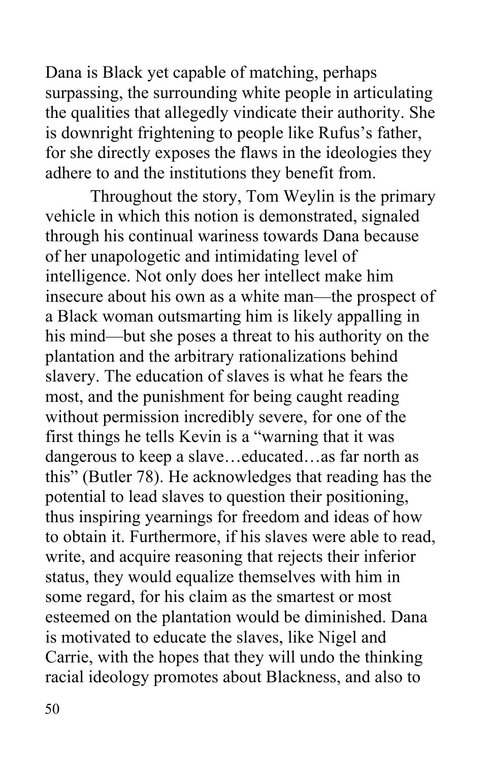Dana is Black yet capable of matching, perhaps surpassing, the surrounding white people in articulating the qualities that allegedly vindicate their authority. She is downright frightening to people like Rufus's father, for she directly exposes the flaws in the ideologies they adhere to and the institutions they benefit from.

Throughout the story, Tom Weylin is the primary vehicle in which this notion is demonstrated, signaled through his continual wariness towards Dana because of her unapologetic and intimidating level of intelligence. Not only does her intellect make him insecure about his own as a white man—the prospect of a Black woman outsmarting him is likely appalling in his mind—but she poses a threat to his authority on the plantation and the arbitrary rationalizations behind slavery. The education of slaves is what he fears the most, and the punishment for being caught reading without permission incredibly severe, for one of the first things he tells Kevin is a "warning that it was dangerous to keep a slave…educated…as far north as this" (Butler 78). He acknowledges that reading has the potential to lead slaves to question their positioning, thus inspiring yearnings for freedom and ideas of how to obtain it. Furthermore, if his slaves were able to read, write, and acquire reasoning that rejects their inferior status, they would equalize themselves with him in some regard, for his claim as the smartest or most esteemed on the plantation would be diminished. Dana is motivated to educate the slaves, like Nigel and Carrie, with the hopes that they will undo the thinking racial ideology promotes about Blackness, and also to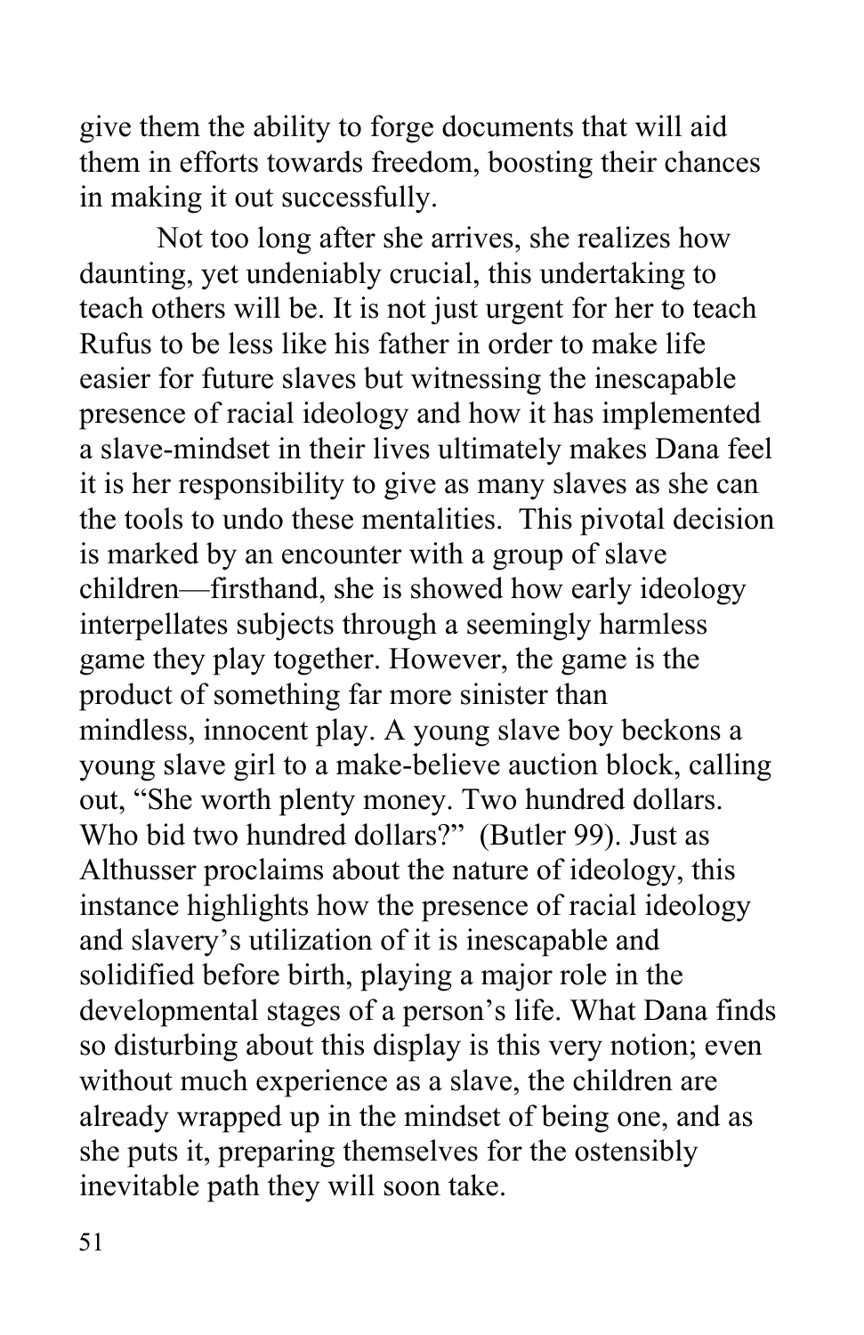give them the ability to forge documents that will aid them in efforts towards freedom, boosting their chances in making it out successfully.

Not too long after she arrives, she realizes how daunting, yet undeniably crucial, this undertaking to teach others will be. It is not just urgent for her to teach Rufus to be less like his father in order to make life easier for future slaves but witnessing the inescapable presence of racial ideology and how it has implemented a slave-mindset in their lives ultimately makes Dana feel it is her responsibility to give as many slaves as she can the tools to undo these mentalities. This pivotal decision is marked by an encounter with a group of slave children—firsthand, she is showed how early ideology interpellates subjects through a seemingly harmless game they play together. However, the game is the product of something far more sinister than mindless, innocent play. A young slave boy beckons a young slave girl to a make-believe auction block, calling out, "She worth plenty money. Two hundred dollars. Who bid two hundred dollars?" (Butler 99). Just as Althusser proclaims about the nature of ideology, this instance highlights how the presence of racial ideology and slavery's utilization of it is inescapable and solidified before birth, playing a major role in the developmental stages of a person's life. What Dana finds so disturbing about this display is this very notion; even without much experience as a slave, the children are already wrapped up in the mindset of being one, and as she puts it, preparing themselves for the ostensibly inevitable path they will soon take.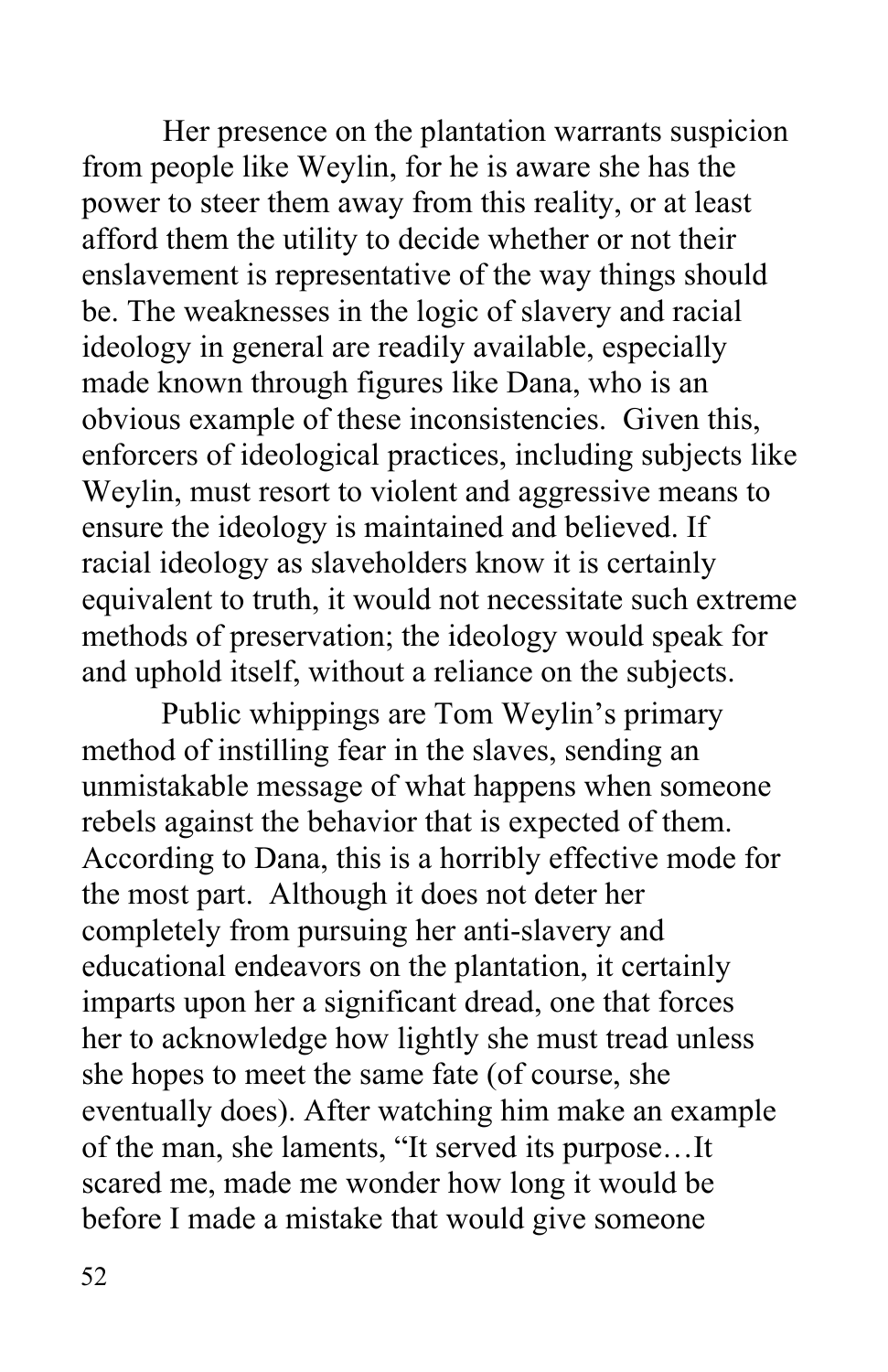Her presence on the plantation warrants suspicion from people like Weylin, for he is aware she has the power to steer them away from this reality, or at least afford them the utility to decide whether or not their enslavement is representative of the way things should be. The weaknesses in the logic of slavery and racial ideology in general are readily available, especially made known through figures like Dana, who is an obvious example of these inconsistencies. Given this, enforcers of ideological practices, including subjects like Weylin, must resort to violent and aggressive means to ensure the ideology is maintained and believed. If racial ideology as slaveholders know it is certainly equivalent to truth, it would not necessitate such extreme methods of preservation; the ideology would speak for and uphold itself, without a reliance on the subjects.

Public whippings are Tom Weylin's primary method of instilling fear in the slaves, sending an unmistakable message of what happens when someone rebels against the behavior that is expected of them. According to Dana, this is a horribly effective mode for the most part. Although it does not deter her completely from pursuing her anti-slavery and educational endeavors on the plantation, it certainly imparts upon her a significant dread, one that forces her to acknowledge how lightly she must tread unless she hopes to meet the same fate (of course, she eventually does). After watching him make an example of the man, she laments, "It served its purpose…It scared me, made me wonder how long it would be before I made a mistake that would give someone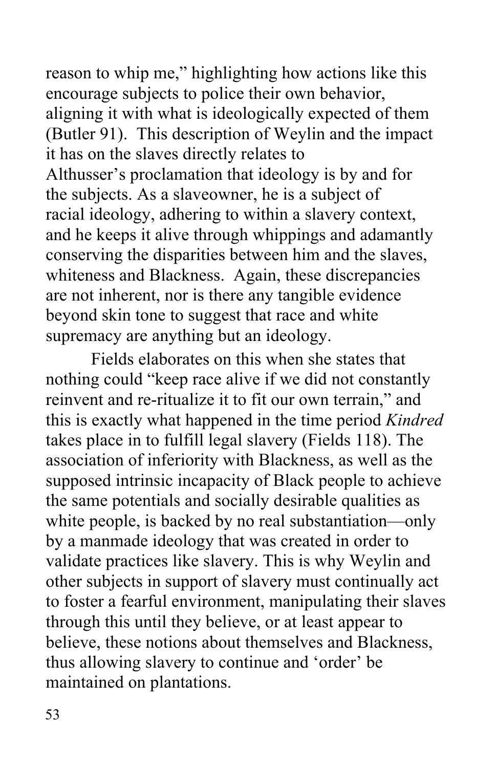reason to whip me," highlighting how actions like this encourage subjects to police their own behavior, aligning it with what is ideologically expected of them (Butler 91). This description of Weylin and the impact it has on the slaves directly relates to Althusser's proclamation that ideology is by and for the subjects. As a slaveowner, he is a subject of racial ideology, adhering to within a slavery context, and he keeps it alive through whippings and adamantly conserving the disparities between him and the slaves, whiteness and Blackness. Again, these discrepancies are not inherent, nor is there any tangible evidence beyond skin tone to suggest that race and white supremacy are anything but an ideology.

Fields elaborates on this when she states that nothing could "keep race alive if we did not constantly reinvent and re-ritualize it to fit our own terrain," and this is exactly what happened in the time period *Kindred* takes place in to fulfill legal slavery (Fields 118). The association of inferiority with Blackness, as well as the supposed intrinsic incapacity of Black people to achieve the same potentials and socially desirable qualities as white people, is backed by no real substantiation—only by a manmade ideology that was created in order to validate practices like slavery. This is why Weylin and other subjects in support of slavery must continually act to foster a fearful environment, manipulating their slaves through this until they believe, or at least appear to believe, these notions about themselves and Blackness, thus allowing slavery to continue and 'order' be maintained on plantations.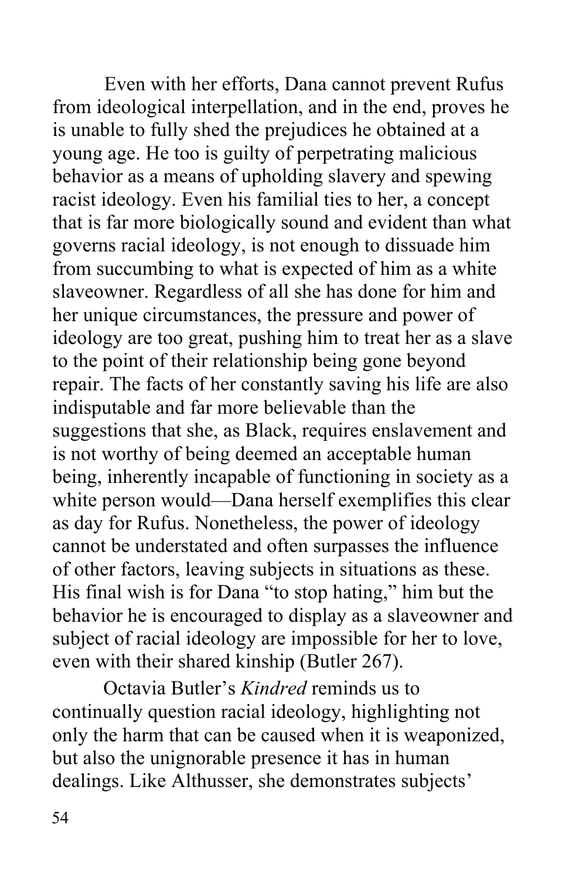Even with her efforts, Dana cannot prevent Rufus from ideological interpellation, and in the end, proves he is unable to fully shed the prejudices he obtained at a young age. He too is guilty of perpetrating malicious behavior as a means of upholding slavery and spewing racist ideology. Even his familial ties to her, a concept that is far more biologically sound and evident than what governs racial ideology, is not enough to dissuade him from succumbing to what is expected of him as a white slaveowner. Regardless of all she has done for him and her unique circumstances, the pressure and power of ideology are too great, pushing him to treat her as a slave to the point of their relationship being gone beyond repair. The facts of her constantly saving his life are also indisputable and far more believable than the suggestions that she, as Black, requires enslavement and is not worthy of being deemed an acceptable human being, inherently incapable of functioning in society as a white person would—Dana herself exemplifies this clear as day for Rufus. Nonetheless, the power of ideology cannot be understated and often surpasses the influence of other factors, leaving subjects in situations as these. His final wish is for Dana "to stop hating," him but the behavior he is encouraged to display as a slaveowner and subject of racial ideology are impossible for her to love, even with their shared kinship (Butler 267).

Octavia Butler's *Kindred* reminds us to continually question racial ideology, highlighting not only the harm that can be caused when it is weaponized, but also the unignorable presence it has in human dealings. Like Althusser, she demonstrates subjects'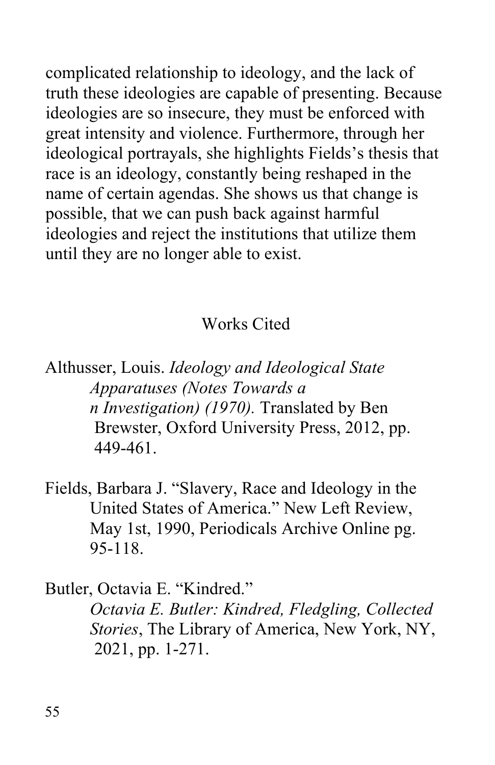complicated relationship to ideology, and the lack of truth these ideologies are capable of presenting. Because ideologies are so insecure, they must be enforced with great intensity and violence. Furthermore, through her ideological portrayals, she highlights Fields's thesis that race is an ideology, constantly being reshaped in the name of certain agendas. She shows us that change is possible, that we can push back against harmful ideologies and reject the institutions that utilize them until they are no longer able to exist.

## Works Cited

Althusser, Louis. *Ideology and Ideological State Apparatuses (Notes Towards a n Investigation) (1970).* Translated by Ben Brewster, Oxford University Press, 2012, pp. 449-461.

Fields, Barbara J. "Slavery, Race and Ideology in the United States of America." New Left Review, May 1st, 1990, Periodicals Archive Online pg. 95-118.

Butler, Octavia E. "Kindred." *Octavia E. Butler: Kindred, Fledgling, Collected Stories*, The Library of America, New York, NY, 2021, pp. 1-271.